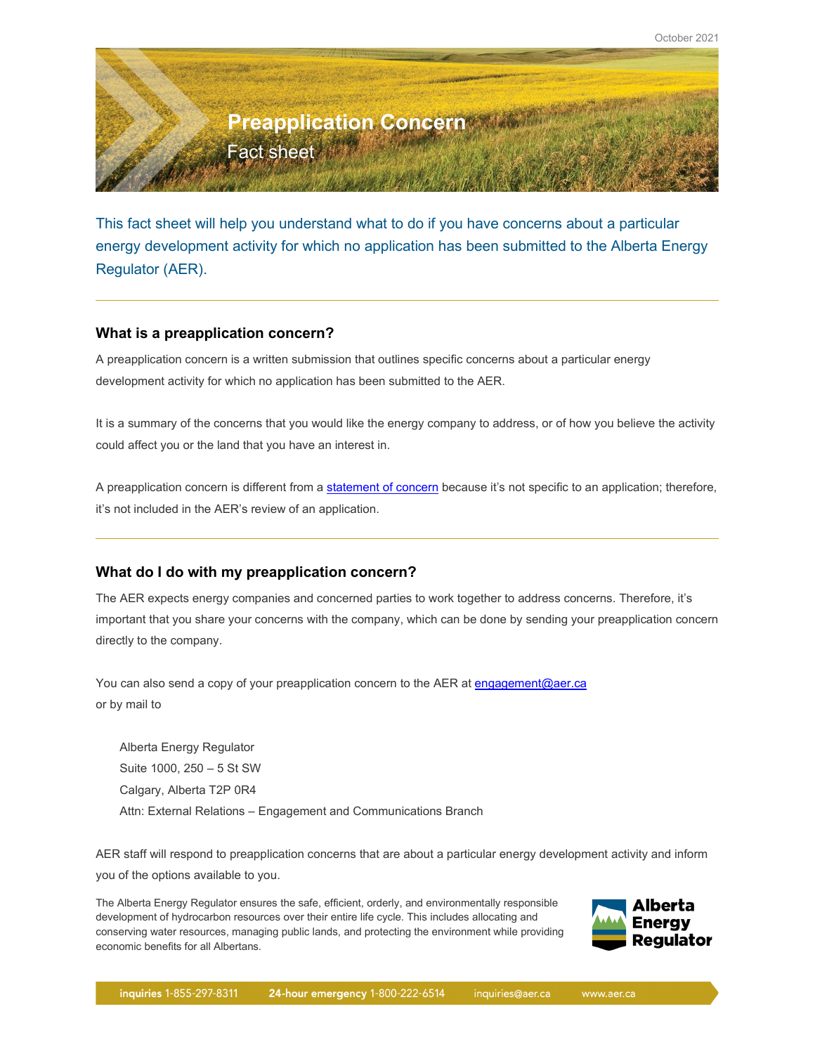October 2021

# Preapplication Concern

Fact sheet

This fact sheet will help you understand what to do if you have concerns about a particular energy development activity for which no application has been submitted to the Alberta Energy Regulator (AER).

## What is a preapplication concern?

A preapplication concern is a written submission that outlines specific concerns about a particular energy development activity for which no application has been submitted to the AER.

It is a summary of the concerns that you would like the energy company to address, or of how you believe the activity could affect you or the land that you have an interest in.

A preapplication concern is different from a statement of concern because it's not specific to an application; therefore, it's not included in the AER's review of an application.

## What do I do with my preapplication concern?

The AER expects energy companies and concerned parties to work together to address concerns. Therefore, it's important that you share your concerns with the company, which can be done by sending your preapplication concern directly to the company.

You can also send a copy of your preapplication concern to the AER at engagement@aer.ca or by mail to

Alberta Energy Regulator
Suite 1000, 250 – 5 St SW
Calgary, Alberta T2P 0R4
Attn: External Relations – Engagement and Communications Branch

AER staff will respond to preapplication concerns that are about a particular energy development activity and inform you of the options available to you.

The Alberta Energy Regulator ensures the safe, efficient, orderly, and environmentally responsible development of hydrocarbon resources over their entire life cycle. This includes allocating and conserving water resources, managing public lands, and protecting the environment while providing economic benefits for all Albertans.

Alberta Energy Regulator

**inquiries** 1-855-297-8311 **24-hour emergency** 1-800-222-6514 inquiries@aer.ca www.aer.ca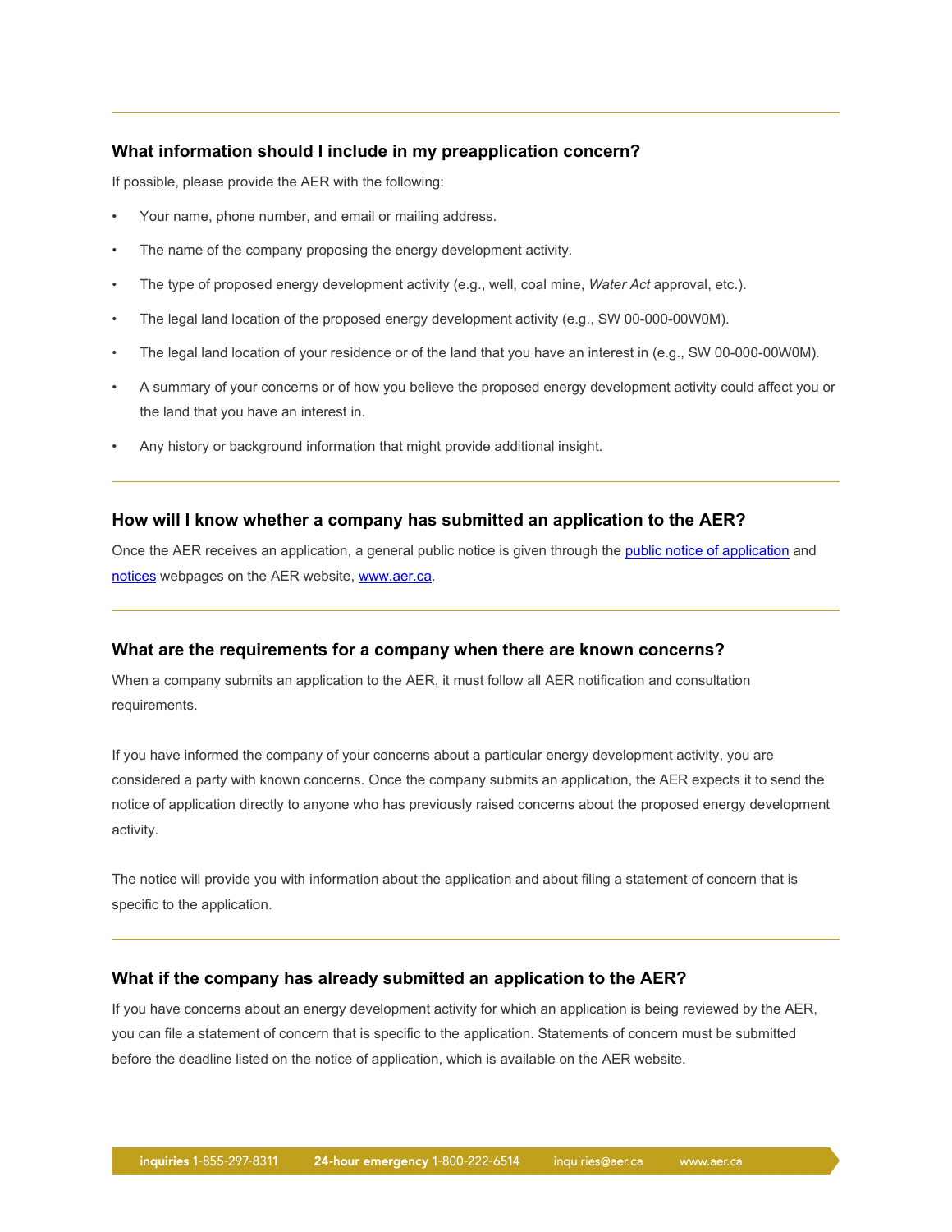## What information should I include in my preapplication concern?

If possible, please provide the AER with the following:

- Your name, phone number, and email or mailing address.
- The name of the company proposing the energy development activity.
- The type of proposed energy development activity (e.g., well, coal mine, *Water Act* approval, etc.).
- The legal land location of the proposed energy development activity (e.g., SW 00-000-00W0M).
- The legal land location of your residence or of the land that you have an interest in (e.g., SW 00-000-00W0M).
- A summary of your concerns or of how you believe the proposed energy development activity could affect you or the land that you have an interest in.
- Any history or background information that might provide additional insight.

## How will I know whether a company has submitted an application to the AER?

Once the AER receives an application, a general public notice is given through the public notice of application and notices webpages on the AER website, www.aer.ca.

## What are the requirements for a company when there are known concerns?

When a company submits an application to the AER, it must follow all AER notification and consultation requirements.

If you have informed the company of your concerns about a particular energy development activity, you are considered a party with known concerns. Once the company submits an application, the AER expects it to send the notice of application directly to anyone who has previously raised concerns about the proposed energy development activity.

The notice will provide you with information about the application and about filing a statement of concern that is specific to the application.

## What if the company has already submitted an application to the AER?

If you have concerns about an energy development activity for which an application is being reviewed by the AER, you can file a statement of concern that is specific to the application. Statements of concern must be submitted before the deadline listed on the notice of application, which is available on the AER website.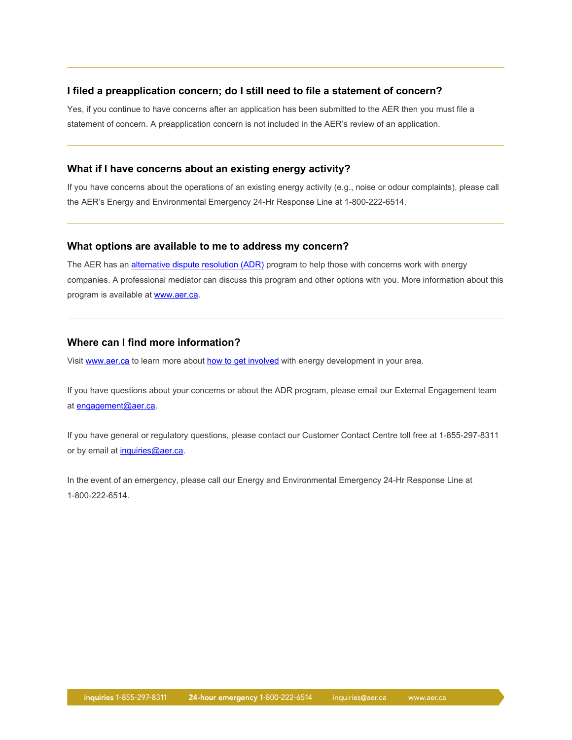### I filed a preapplication concern; do I still need to file a statement of concern?

Yes, if you continue to have concerns after an application has been submitted to the AER then you must file a statement of concern. A preapplication concern is not included in the AER's review of an application.

### What if I have concerns about an existing energy activity?

If you have concerns about the operations of an existing energy activity (e.g., noise or odour complaints), please call the AER's Energy and Environmental Emergency 24-Hr Response Line at 1-800-222-6514.

### What options are available to me to address my concern?

The AER has an alternative dispute resolution (ADR) program to help those with concerns work with energy companies. A professional mediator can discuss this program and other options with you. More information about this program is available at www.aer.ca.

### Where can I find more information?

Visit www.aer.ca to learn more about how to get involved with energy development in your area.

If you have questions about your concerns or about the ADR program, please email our External Engagement team at engagement@aer.ca.

If you have general or regulatory questions, please contact our Customer Contact Centre toll free at 1-855-297-8311 or by email at inquiries@aer.ca.

In the event of an emergency, please call our Energy and Environmental Emergency 24-Hr Response Line at 1-800-222-6514.